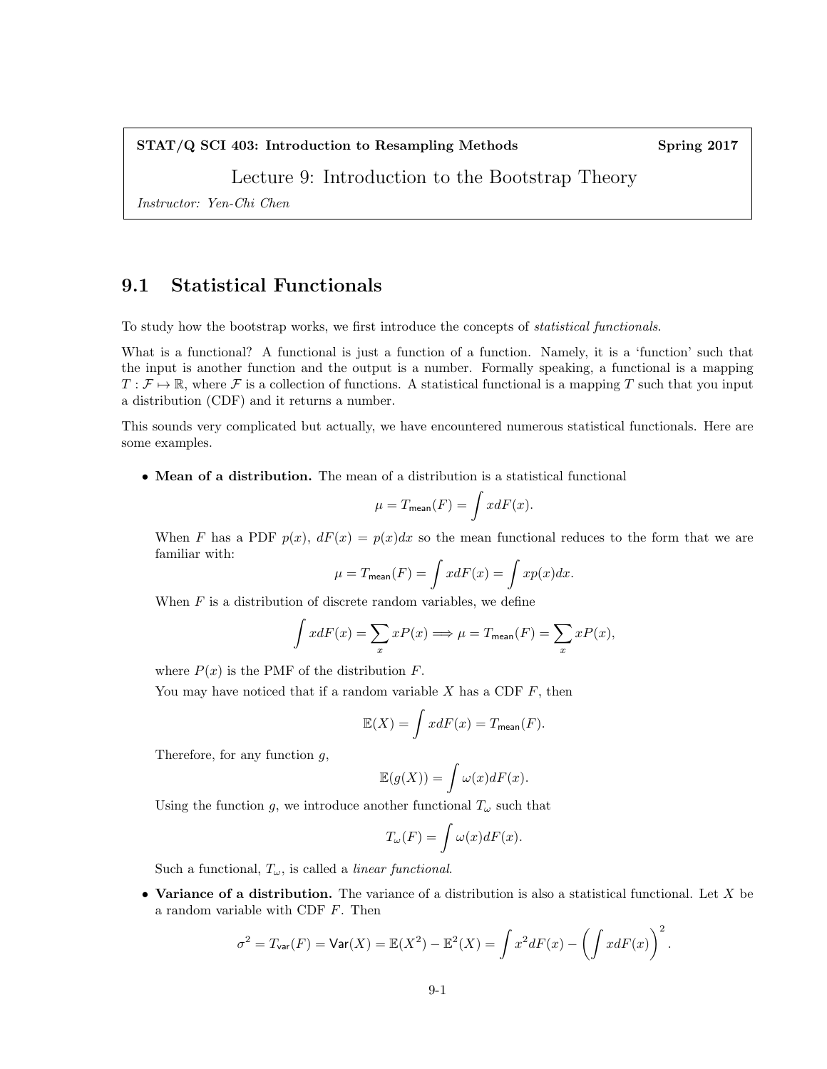**STAT/Q SCI 403: Introduction to Resampling Methods** **Spring 2017**

# Lecture 9: Introduction to the Bootstrap Theory

*Instructor: Yen-Chi Chen*

## 9.1 Statistical Functionals

To study how the bootstrap works, we first introduce the concepts of *statistical functionals*.

What is a functional? A functional is just a function of a function. Namely, it is a 'function' such that the input is another function and the output is a number. Formally speaking, a functional is a mapping $T : \mathcal{F} \mapsto \mathbb{R}$, where $\mathcal{F}$ is a collection of functions. A statistical functional is a mapping $T$ such that you input a distribution (CDF) and it returns a number.

This sounds very complicated but actually, we have encountered numerous statistical functionals. Here are some examples.

- **Mean of a distribution.** The mean of a distribution is a statistical functional

$$\mu = T_{\mathsf{mean}}(F) = \int x dF(x).$$

When $F$ has a PDF $p(x)$, $dF(x) = p(x)dx$ so the mean functional reduces to the form that we are familiar with:

$$\mu = T_{\mathsf{mean}}(F) = \int x dF(x) = \int x p(x) dx.$$

When $F$ is a distribution of discrete random variables, we define

$$\int x dF(x) = \sum_x x P(x) \Longrightarrow \mu = T_{\mathsf{mean}}(F) = \sum_x x P(x),$$

where $P(x)$ is the PMF of the distribution $F$.

You may have noticed that if a random variable $X$ has a CDF $F$, then

$$\mathbb{E}(X) = \int x dF(x) = T_{\mathsf{mean}}(F).$$

Therefore, for any function $g$,

$$\mathbb{E}(g(X)) = \int \omega(x) dF(x).$$

Using the function $g$, we introduce another functional $T_\omega$ such that

$$T_\omega(F) = \int \omega(x) dF(x).$$

Such a functional, $T_\omega$, is called a *linear functional*.

- **Variance of a distribution.** The variance of a distribution is also a statistical functional. Let $X$ be a random variable with CDF $F$. Then

$$\sigma^2 = T_{\mathsf{var}}(F) = \mathsf{Var}(X) = \mathbb{E}(X^2) - \mathbb{E}^2(X) = \int x^2 dF(x) - \left(\int x dF(x)\right)^2.$$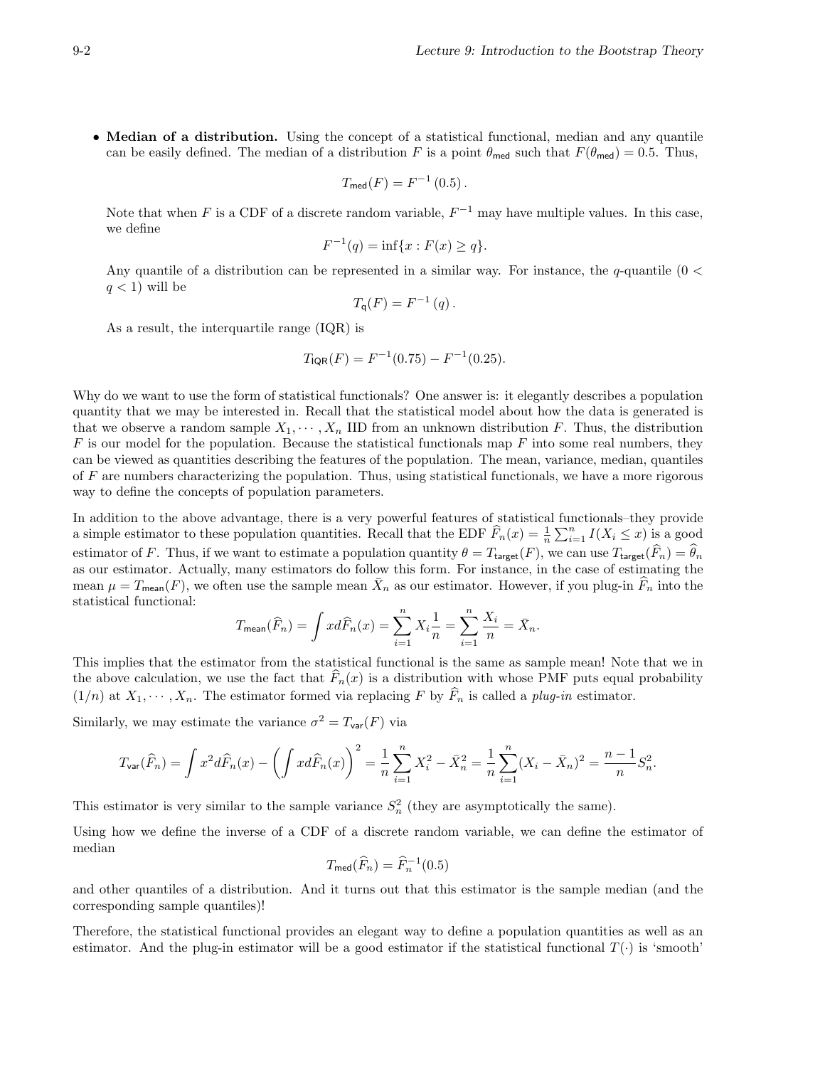- **Median of a distribution.** Using the concept of a statistical functional, median and any quantile can be easily defined. The median of a distribution $F$ is a point $\theta_{\mathsf{med}}$ such that $F(\theta_{\mathsf{med}}) = 0.5$. Thus,

$$T_{\mathsf{med}}(F) = F^{-1}(0.5).$$

Note that when $F$ is a CDF of a discrete random variable, $F^{-1}$ may have multiple values. In this case, we define

$$F^{-1}(q) = \inf\{x : F(x) \geq q\}.$$

Any quantile of a distribution can be represented in a similar way. For instance, the $q$-quantile ($0 < q < 1$) will be

$$T_{\mathsf{q}}(F) = F^{-1}(q).$$

As a result, the interquartile range (IQR) is

$$T_{\mathsf{IQR}}(F) = F^{-1}(0.75) - F^{-1}(0.25).$$

Why do we want to use the form of statistical functionals? One answer is: it elegantly describes a population quantity that we may be interested in. Recall that the statistical model about how the data is generated is that we observe a random sample $X_1, \cdots, X_n$ IID from an unknown distribution $F$. Thus, the distribution $F$ is our model for the population. Because the statistical functionals map $F$ into some real numbers, they can be viewed as quantities describing the features of the population. The mean, variance, median, quantiles of $F$ are numbers characterizing the population. Thus, using statistical functionals, we have a more rigorous way to define the concepts of population parameters.

In addition to the above advantage, there is a very powerful features of statistical functionals–they provide a simple estimator to these population quantities. Recall that the EDF $\widehat{F}_n(x) = \frac{1}{n}\sum_{i=1}^n I(X_i \leq x)$ is a good estimator of $F$. Thus, if we want to estimate a population quantity $\theta = T_{\mathsf{target}}(F)$, we can use $T_{\mathsf{target}}(\widehat{F}_n) = \widehat{\theta}_n$ as our estimator. Actually, many estimators do follow this form. For instance, in the case of estimating the mean $\mu = T_{\mathsf{mean}}(F)$, we often use the sample mean $\bar{X}_n$ as our estimator. However, if you plug-in $\widehat{F}_n$ into the statistical functional:

$$T_{\mathsf{mean}}(\widehat{F}_n) = \int x d\widehat{F}_n(x) = \sum_{i=1}^n X_i \frac{1}{n} = \sum_{i=1}^n \frac{X_i}{n} = \bar{X}_n.$$

This implies that the estimator from the statistical functional is the same as sample mean! Note that we in the above calculation, we use the fact that $\widehat{F}_n(x)$ is a distribution with whose PMF puts equal probability $(1/n)$ at $X_1, \cdots, X_n$. The estimator formed via replacing $F$ by $\widehat{F}_n$ is called a *plug-in* estimator.

Similarly, we may estimate the variance $\sigma^2 = T_{\mathsf{var}}(F)$ via

$$T_{\mathsf{var}}(\widehat{F}_n) = \int x^2 d\widehat{F}_n(x) - \left(\int x d\widehat{F}_n(x)\right)^2 = \frac{1}{n}\sum_{i=1}^n X_i^2 - \bar{X}_n^2 = \frac{1}{n}\sum_{i=1}^n (X_i - \bar{X}_n)^2 = \frac{n-1}{n} S_n^2.$$

This estimator is very similar to the sample variance $S_n^2$ (they are asymptotically the same).

Using how we define the inverse of a CDF of a discrete random variable, we can define the estimator of median

$$T_{\mathsf{med}}(\widehat{F}_n) = \widehat{F}_n^{-1}(0.5)$$

and other quantiles of a distribution. And it turns out that this estimator is the sample median (and the corresponding sample quantiles)!

Therefore, the statistical functional provides an elegant way to define a population quantities as well as an estimator. And the plug-in estimator will be a good estimator if the statistical functional $T(\cdot)$ is 'smooth'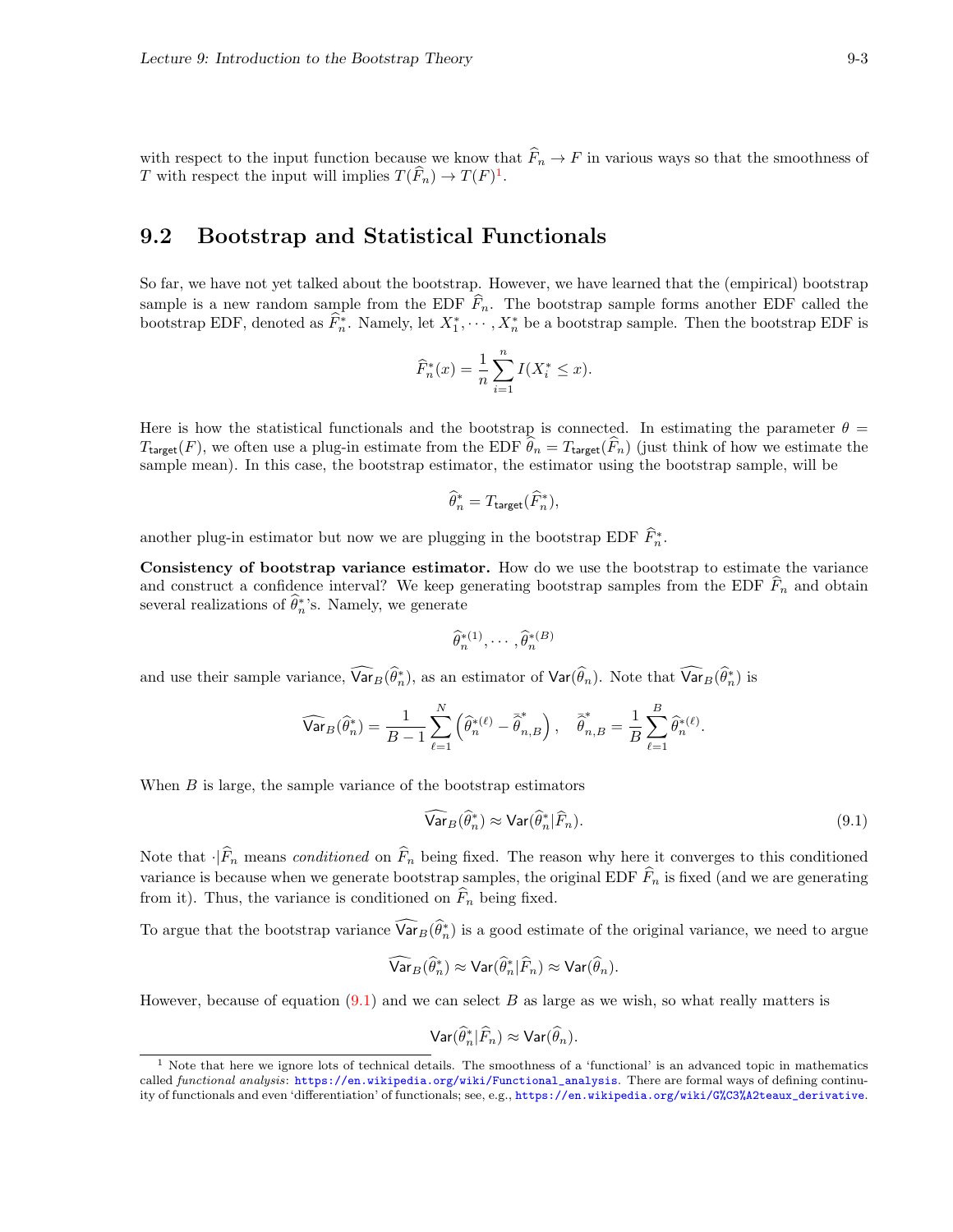with respect to the input function because we know that $\widehat{F}_n \to F$ in various ways so that the smoothness of $T$ with respect the input will implies $T(\widehat{F}_n) \to T(F)$[1].

## 9.2 Bootstrap and Statistical Functionals

So far, we have not yet talked about the bootstrap. However, we have learned that the (empirical) bootstrap sample is a new random sample from the EDF $\widehat{F}_n$. The bootstrap sample forms another EDF called the bootstrap EDF, denoted as $\widehat{F}^*_n$. Namely, let $X^*_1, \cdots, X^*_n$ be a bootstrap sample. Then the bootstrap EDF is

$$\widehat{F}^*_n(x) = \frac{1}{n}\sum_{i=1}^n I(X^*_i \leq x).$$

Here is how the statistical functionals and the bootstrap is connected. In estimating the parameter $\theta = T_{\mathsf{target}}(F)$, we often use a plug-in estimate from the EDF $\widehat{\theta}_n = T_{\mathsf{target}}(\widehat{F}_n)$ (just think of how we estimate the sample mean). In this case, the bootstrap estimator, the estimator using the bootstrap sample, will be

$$\widehat{\theta}^*_n = T_{\mathsf{target}}(\widehat{F}^*_n),$$

another plug-in estimator but now we are plugging in the bootstrap EDF $\widehat{F}^*_n$.

**Consistency of bootstrap variance estimator.** How do we use the bootstrap to estimate the variance and construct a confidence interval? We keep generating bootstrap samples from the EDF $\widehat{F}_n$ and obtain several realizations of $\widehat{\theta}^*_n$'s. Namely, we generate

$$\widehat{\theta}^{*(1)}_n, \cdots, \widehat{\theta}^{*(B)}_n$$

and use their sample variance, $\widehat{\mathsf{Var}}_B(\widehat{\theta}^*_n)$, as an estimator of $\mathsf{Var}(\widehat{\theta}_n)$. Note that $\widehat{\mathsf{Var}}_B(\widehat{\theta}^*_n)$ is

$$\widehat{\mathsf{Var}}_B(\widehat{\theta}^*_n) = \frac{1}{B-1}\sum_{\ell=1}^N \left(\widehat{\theta}^{*(\ell)}_n - \bar{\widehat{\theta}}^*_{n,B}\right), \quad \bar{\widehat{\theta}}^*_{n,B} = \frac{1}{B}\sum_{\ell=1}^B \widehat{\theta}^{*(\ell)}_n.$$

When $B$ is large, the sample variance of the bootstrap estimators

$$\widehat{\mathsf{Var}}_B(\widehat{\theta}^*_n) \approx \mathsf{Var}(\widehat{\theta}^*_n | \widehat{F}_n). \tag{9.1}$$

Note that $\cdot|\widehat{F}_n$ means *conditioned* on $\widehat{F}_n$ being fixed. The reason why here it converges to this conditioned variance is because when we generate bootstrap samples, the original EDF $\widehat{F}_n$ is fixed (and we are generating from it). Thus, the variance is conditioned on $\widehat{F}_n$ being fixed.

To argue that the bootstrap variance $\widehat{\mathsf{Var}}_B(\widehat{\theta}^*_n)$ is a good estimate of the original variance, we need to argue

$$\widehat{\mathsf{Var}}_B(\widehat{\theta}^*_n) \approx \mathsf{Var}(\widehat{\theta}^*_n | \widehat{F}_n) \approx \mathsf{Var}(\widehat{\theta}_n).$$

However, because of equation (9.1) and we can select $B$ as large as we wish, so what really matters is

$$\mathsf{Var}(\widehat{\theta}^*_n | \widehat{F}_n) \approx \mathsf{Var}(\widehat{\theta}_n).$$

---

[1] Note that here we ignore lots of technical details. The smoothness of a 'functional' is an advanced topic in mathematics called *functional analysis*: https://en.wikipedia.org/wiki/Functional_analysis. There are formal ways of defining continuity of functionals and even 'differentiation' of functionals; see, e.g., https://en.wikipedia.org/wiki/G%C3%A2teaux_derivative.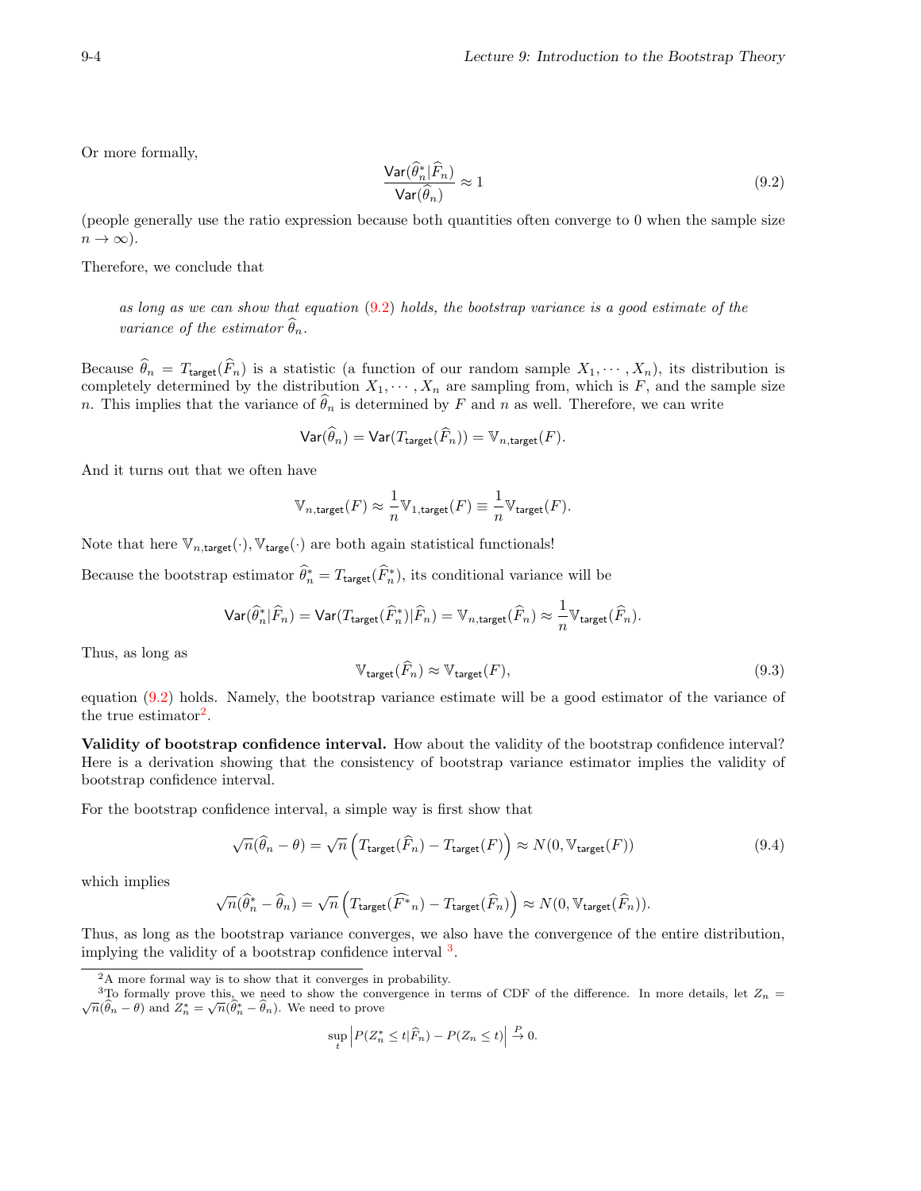Or more formally,

$$\frac{\mathsf{Var}(\widehat{\theta}_n^*|\widehat{F}_n)}{\mathsf{Var}(\widehat{\theta}_n)} \approx 1 \tag{9.2}$$

(people generally use the ratio expression because both quantities often converge to 0 when the sample size $n \to \infty$).

Therefore, we conclude that

> *as long as we can show that equation (9.2) holds, the bootstrap variance is a good estimate of the variance of the estimator $\widehat{\theta}_n$.*

Because $\widehat{\theta}_n = T_{\mathsf{target}}(\widehat{F}_n)$ is a statistic (a function of our random sample $X_1, \cdots, X_n$), its distribution is completely determined by the distribution $X_1, \cdots, X_n$ are sampling from, which is $F$, and the sample size $n$. This implies that the variance of $\widehat{\theta}_n$ is determined by $F$ and $n$ as well. Therefore, we can write

$$\mathsf{Var}(\widehat{\theta}_n) = \mathsf{Var}(T_{\mathsf{target}}(\widehat{F}_n)) = \mathbb{V}_{n,\mathsf{target}}(F).$$

And it turns out that we often have

$$\mathbb{V}_{n,\mathsf{target}}(F) \approx \frac{1}{n}\mathbb{V}_{1,\mathsf{target}}(F) \equiv \frac{1}{n}\mathbb{V}_{\mathsf{target}}(F).$$

Note that here $\mathbb{V}_{n,\mathsf{target}}(\cdot), \mathbb{V}_{\mathsf{targe}}(\cdot)$ are both again statistical functionals!

Because the bootstrap estimator $\widehat{\theta}_n^* = T_{\mathsf{target}}(\widehat{F}_n^*)$, its conditional variance will be

$$\mathsf{Var}(\widehat{\theta}_n^*|\widehat{F}_n) = \mathsf{Var}(T_{\mathsf{target}}(\widehat{F}_n^*)|\widehat{F}_n) = \mathbb{V}_{n,\mathsf{target}}(\widehat{F}_n) \approx \frac{1}{n}\mathbb{V}_{\mathsf{target}}(\widehat{F}_n).$$

Thus, as long as

$$\mathbb{V}_{\mathsf{target}}(\widehat{F}_n) \approx \mathbb{V}_{\mathsf{target}}(F), \tag{9.3}$$

equation (9.2) holds. Namely, the bootstrap variance estimate will be a good estimator of the variance of the true estimator[2].

**Validity of bootstrap confidence interval.** How about the validity of the bootstrap confidence interval? Here is a derivation showing that the consistency of bootstrap variance estimator implies the validity of bootstrap confidence interval.

For the bootstrap confidence interval, a simple way is first show that

$$\sqrt{n}(\widehat{\theta}_n - \theta) = \sqrt{n}\left(T_{\mathsf{target}}(\widehat{F}_n) - T_{\mathsf{target}}(F)\right) \approx N(0, \mathbb{V}_{\mathsf{target}}(F)) \tag{9.4}$$

which implies

$$\sqrt{n}(\widehat{\theta}_n^* - \widehat{\theta}_n) = \sqrt{n}\left(T_{\mathsf{target}}(\widehat{F^*}_n) - T_{\mathsf{target}}(\widehat{F}_n)\right) \approx N(0, \mathbb{V}_{\mathsf{target}}(\widehat{F}_n)).$$

Thus, as long as the bootstrap variance converges, we also have the convergence of the entire distribution, implying the validity of a bootstrap confidence interval [3].

---

[2] A more formal way is to show that it converges in probability.

[3] To formally prove this, we need to show the convergence in terms of CDF of the difference. In more details, let $Z_n = \sqrt{n}(\widehat{\theta}_n - \theta)$ and $Z_n^* = \sqrt{n}(\widehat{\theta}_n^* - \widehat{\theta}_n)$. We need to prove

$$\sup_t \left| P(Z_n^* \le t|\widehat{F}_n) - P(Z_n \le t)\right| \overset{P}{\to} 0.$$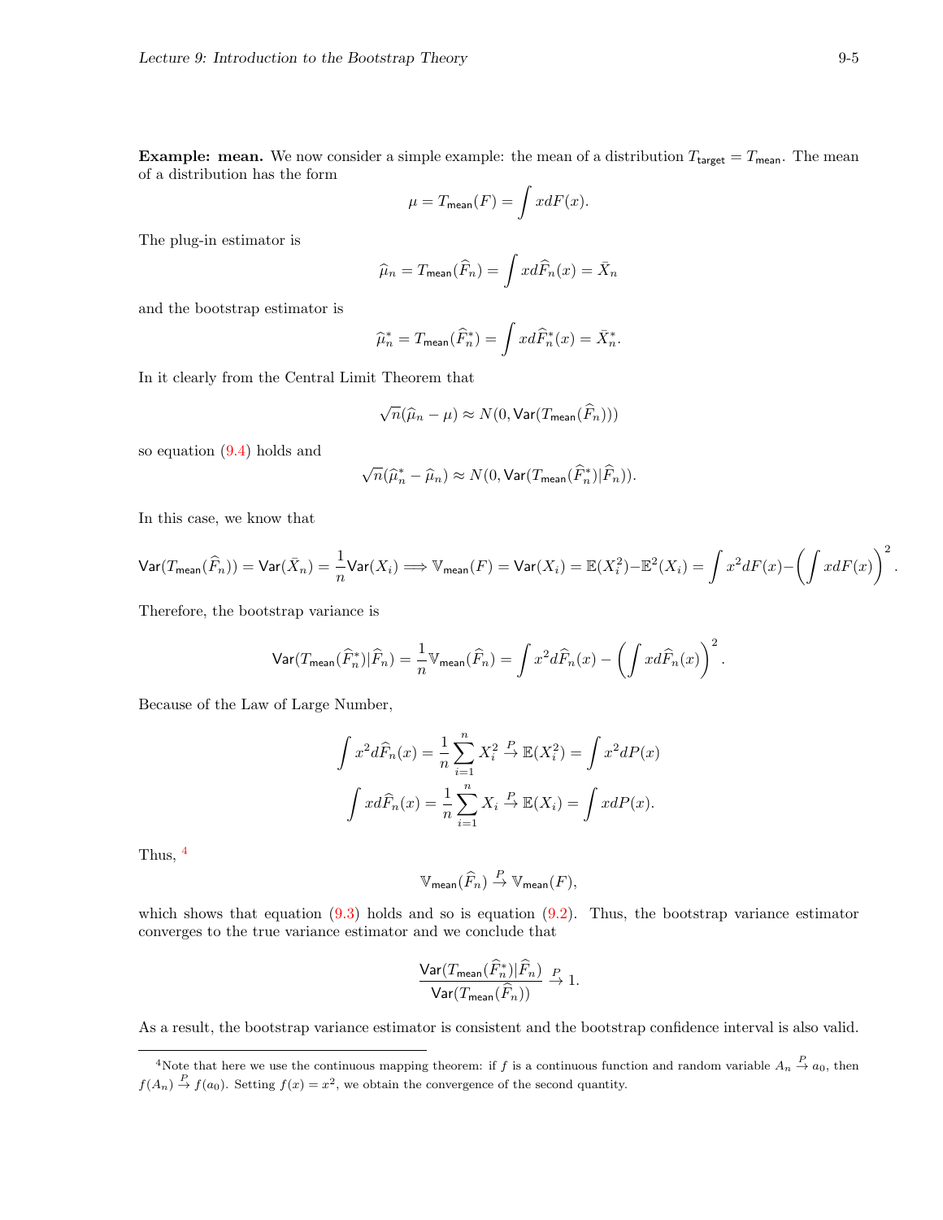**Example: mean.** We now consider a simple example: the mean of a distribution $T_{\mathsf{target}} = T_{\mathsf{mean}}$. The mean of a distribution has the form

$$\mu = T_{\mathsf{mean}}(F) = \int x dF(x).$$

The plug-in estimator is

$$\widehat{\mu}_n = T_{\mathsf{mean}}(\widehat{F}_n) = \int x d\widehat{F}_n(x) = \bar{X}_n$$

and the bootstrap estimator is

$$\widehat{\mu}_n^* = T_{\mathsf{mean}}(\widehat{F}_n^*) = \int x d\widehat{F}_n^*(x) = \bar{X}_n^*.$$

In it clearly from the Central Limit Theorem that

$$\sqrt{n}(\widehat{\mu}_n - \mu) \approx N(0, \mathsf{Var}(T_{\mathsf{mean}}(\widehat{F}_n)))$$

so equation (9.4) holds and

$$\sqrt{n}(\widehat{\mu}_n^* - \widehat{\mu}_n) \approx N(0, \mathsf{Var}(T_{\mathsf{mean}}(\widehat{F}_n^*)|\widehat{F}_n)).$$

In this case, we know that

$$\mathsf{Var}(T_{\mathsf{mean}}(\widehat{F}_n)) = \mathsf{Var}(\bar{X}_n) = \frac{1}{n}\mathsf{Var}(X_i) \Longrightarrow \mathbb{V}_{\mathsf{mean}}(F) = \mathsf{Var}(X_i) = \mathbb{E}(X_i^2) - \mathbb{E}^2(X_i) = \int x^2 dF(x) - \left(\int x dF(x)\right)^2.$$

Therefore, the bootstrap variance is

$$\mathsf{Var}(T_{\mathsf{mean}}(\widehat{F}_n^*)|\widehat{F}_n) = \frac{1}{n}\mathbb{V}_{\mathsf{mean}}(\widehat{F}_n) = \int x^2 d\widehat{F}_n(x) - \left(\int x d\widehat{F}_n(x)\right)^2.$$

Because of the Law of Large Number,

$$\int x^2 d\widehat{F}_n(x) = \frac{1}{n}\sum_{i=1}^n X_i^2 \overset{P}{\to} \mathbb{E}(X_i^2) = \int x^2 dP(x)$$

$$\int x d\widehat{F}_n(x) = \frac{1}{n}\sum_{i=1}^n X_i \overset{P}{\to} \mathbb{E}(X_i) = \int x dP(x).$$

Thus, [4]

$$\mathbb{V}_{\mathsf{mean}}(\widehat{F}_n) \overset{P}{\to} \mathbb{V}_{\mathsf{mean}}(F),$$

which shows that equation (9.3) holds and so is equation (9.2). Thus, the bootstrap variance estimator converges to the true variance estimator and we conclude that

$$\frac{\mathsf{Var}(T_{\mathsf{mean}}(\widehat{F}_n^*)|\widehat{F}_n)}{\mathsf{Var}(T_{\mathsf{mean}}(\widehat{F}_n))} \overset{P}{\to} 1.$$

As a result, the bootstrap variance estimator is consistent and the bootstrap confidence interval is also valid.

---

[4] Note that here we use the continuous mapping theorem: if $f$ is a continuous function and random variable $A_n \overset{P}{\to} a_0$, then $f(A_n) \overset{P}{\to} f(a_0)$. Setting $f(x) = x^2$, we obtain the convergence of the second quantity.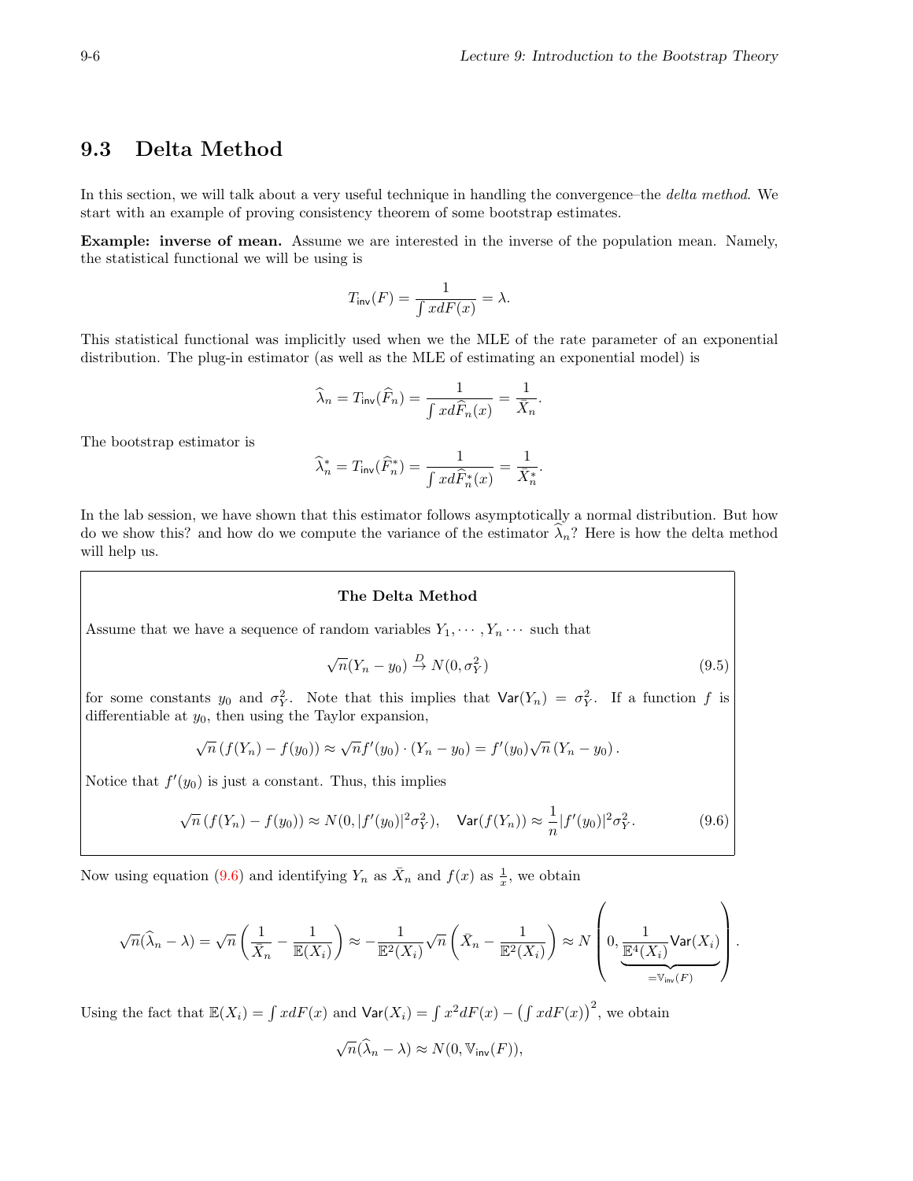## 9.3 Delta Method

In this section, we will talk about a very useful technique in handling the convergence–the *delta method*. We start with an example of proving consistency theorem of some bootstrap estimates.

**Example: inverse of mean.** Assume we are interested in the inverse of the population mean. Namely, the statistical functional we will be using is

$$T_{\mathsf{inv}}(F) = \frac{1}{\int x dF(x)} = \lambda.$$

This statistical functional was implicitly used when we the MLE of the rate parameter of an exponential distribution. The plug-in estimator (as well as the MLE of estimating an exponential model) is

$$\widehat{\lambda}_n = T_{\mathsf{inv}}(\widehat{F}_n) = \frac{1}{\int x d\widehat{F}_n(x)} = \frac{1}{\bar{X}_n}.$$

The bootstrap estimator is

$$\widehat{\lambda}_n^* = T_{\mathsf{inv}}(\widehat{F}_n^*) = \frac{1}{\int x d\widehat{F}_n^*(x)} = \frac{1}{\bar{X}_n^*}.$$

In the lab session, we have shown that this estimator follows asymptotically a normal distribution. But how do we show this? and how do we compute the variance of the estimator $\widehat{\lambda}_n$? Here is how the delta method will help us.

**The Delta Method**

Assume that we have a sequence of random variables $Y_1, \cdots, Y_n \cdots$ such that

$$\sqrt{n}(Y_n - y_0) \overset{D}{\to} N(0, \sigma_Y^2) \tag{9.5}$$

for some constants $y_0$ and $\sigma_Y^2$. Note that this implies that $\mathsf{Var}(Y_n) = \sigma_Y^2$. If a function $f$ is differentiable at $y_0$, then using the Taylor expansion,

$$\sqrt{n}\left(f(Y_n) - f(y_0)\right) \approx \sqrt{n} f'(y_0) \cdot (Y_n - y_0) = f'(y_0)\sqrt{n}\left(Y_n - y_0\right).$$

Notice that $f'(y_0)$ is just a constant. Thus, this implies

$$\sqrt{n}\left(f(Y_n) - f(y_0)\right) \approx N(0, |f'(y_0)|^2\sigma_Y^2), \quad \mathsf{Var}(f(Y_n)) \approx \frac{1}{n}|f'(y_0)|^2\sigma_Y^2. \tag{9.6}$$

Now using equation (9.6) and identifying $Y_n$ as $\bar{X}_n$ and $f(x)$ as $\frac{1}{x}$, we obtain

$$\sqrt{n}(\widehat{\lambda}_n - \lambda) = \sqrt{n}\left(\frac{1}{\bar{X}_n} - \frac{1}{\mathbb{E}(X_i)}\right) \approx -\frac{1}{\mathbb{E}^2(X_i)}\sqrt{n}\left(\bar{X}_n - \frac{1}{\mathbb{E}^2(X_i)}\right) \approx N\left(0, \underbrace{\frac{1}{\mathbb{E}^4(X_i)}\mathsf{Var}(X_i)}_{=\mathbb{V}_{\mathsf{inv}}(F)}\right).$$

Using the fact that $\mathbb{E}(X_i) = \int x dF(x)$ and $\mathsf{Var}(X_i) = \int x^2 dF(x) - \left(\int x dF(x)\right)^2$, we obtain

$$\sqrt{n}(\widehat{\lambda}_n - \lambda) \approx N(0, \mathbb{V}_{\mathsf{inv}}(F)),$$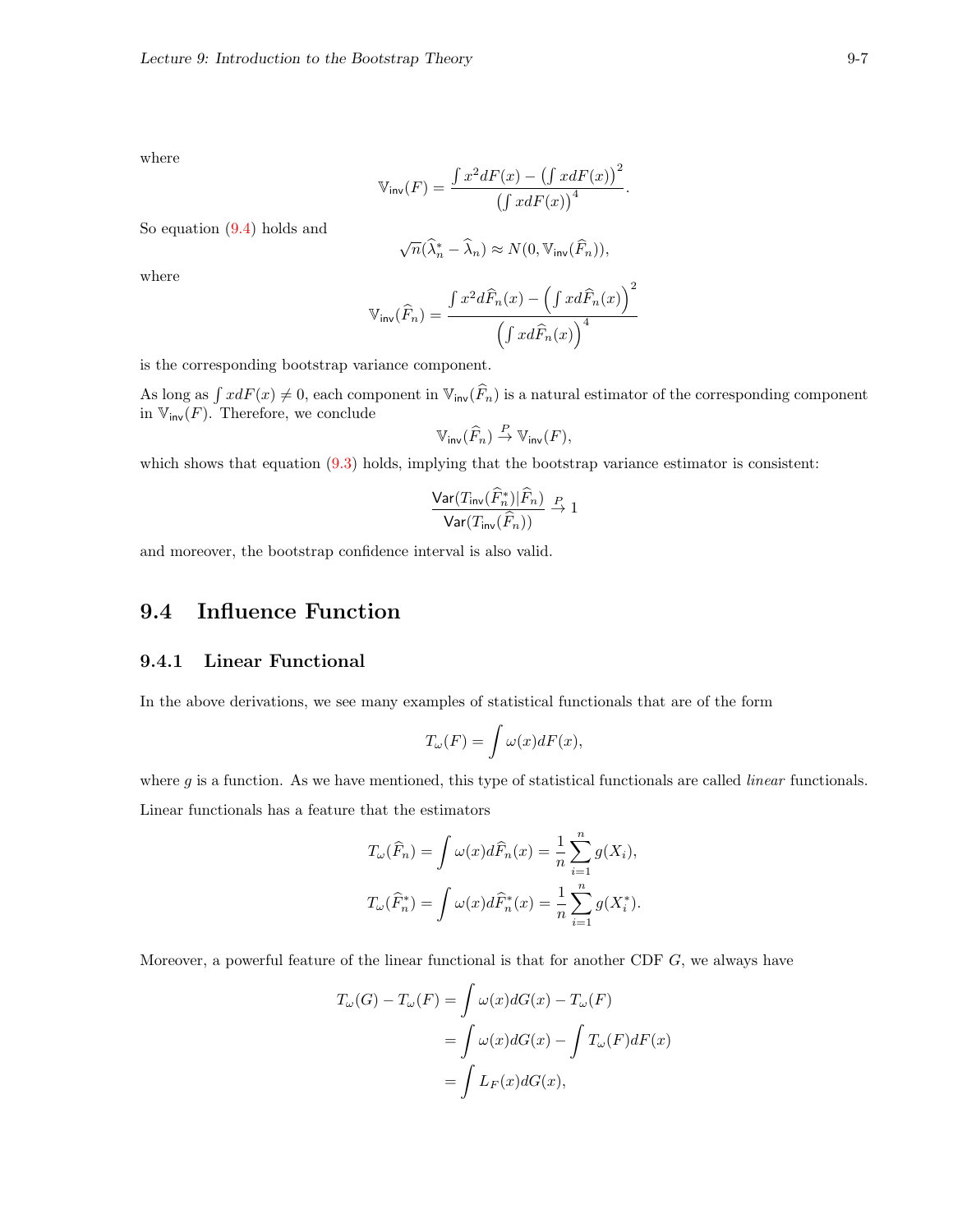where

$$\mathbb{V}_{\mathsf{inv}}(F) = \frac{\int x^2 dF(x) - \left(\int x dF(x)\right)^2}{\left(\int x dF(x)\right)^4}.$$

So equation (9.4) holds and

$$\sqrt{n}(\widehat{\lambda}_n^* - \widehat{\lambda}_n) \approx N(0, \mathbb{V}_{\mathsf{inv}}(\widehat{F}_n)),$$

where

$$\mathbb{V}_{\mathsf{inv}}(\widehat{F}_n) = \frac{\int x^2 d\widehat{F}_n(x) - \left(\int x d\widehat{F}_n(x)\right)^2}{\left(\int x d\widehat{F}_n(x)\right)^4}$$

is the corresponding bootstrap variance component.

As long as $\int x dF(x) \neq 0$, each component in $\mathbb{V}_{\mathsf{inv}}(\widehat{F}_n)$ is a natural estimator of the corresponding component in $\mathbb{V}_{\mathsf{inv}}(F)$. Therefore, we conclude

$$\mathbb{V}_{\mathsf{inv}}(\widehat{F}_n) \overset{P}{\to} \mathbb{V}_{\mathsf{inv}}(F),$$

which shows that equation (9.3) holds, implying that the bootstrap variance estimator is consistent:

$$\frac{\mathsf{Var}(T_{\mathsf{inv}}(\widehat{F}_n^*)|\widehat{F}_n)}{\mathsf{Var}(T_{\mathsf{inv}}(\widehat{F}_n))} \overset{P}{\to} 1$$

and moreover, the bootstrap confidence interval is also valid.

## 9.4 Influence Function

### 9.4.1 Linear Functional

In the above derivations, we see many examples of statistical functionals that are of the form

$$T_\omega(F) = \int \omega(x) dF(x),$$

where $g$ is a function. As we have mentioned, this type of statistical functionals are called *linear* functionals.

Linear functionals has a feature that the estimators

$$T_\omega(\widehat{F}_n) = \int \omega(x) d\widehat{F}_n(x) = \frac{1}{n}\sum_{i=1}^n g(X_i),$$
$$T_\omega(\widehat{F}_n^*) = \int \omega(x) d\widehat{F}_n^*(x) = \frac{1}{n}\sum_{i=1}^n g(X_i^*).$$

Moreover, a powerful feature of the linear functional is that for another CDF $G$, we always have

$$\begin{aligned}
T_\omega(G) - T_\omega(F) &= \int \omega(x) dG(x) - T_\omega(F) \\
&= \int \omega(x) dG(x) - \int T_\omega(F) dF(x) \\
&= \int L_F(x) dG(x),
\end{aligned}$$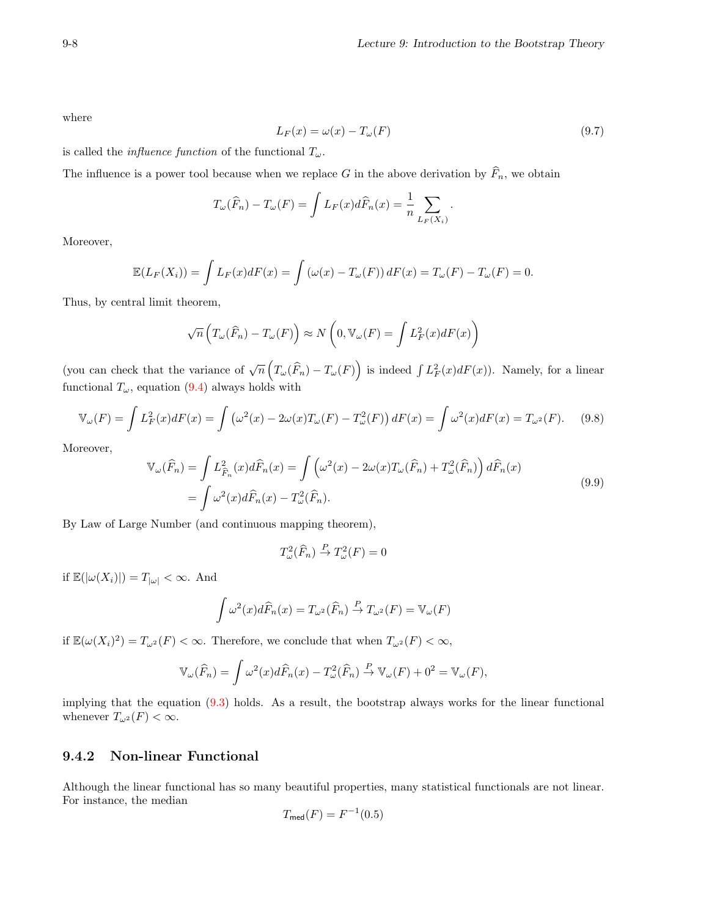where

$$L_F(x) = \omega(x) - T_\omega(F) \tag{9.7}$$

is called the *influence function* of the functional $T_\omega$.

The influence is a power tool because when we replace $G$ in the above derivation by $\widehat{F}_n$, we obtain

$$T_\omega(\widehat{F}_n) - T_\omega(F) = \int L_F(x) d\widehat{F}_n(x) = \frac{1}{n} \sum_{L_F(X_i)}.$$

Moreover,

$$\mathbb{E}(L_F(X_i)) = \int L_F(x) dF(x) = \int (\omega(x) - T_\omega(F))\, dF(x) = T_\omega(F) - T_\omega(F) = 0.$$

Thus, by central limit theorem,

$$\sqrt{n}\left(T_\omega(\widehat{F}_n) - T_\omega(F)\right) \approx N\left(0, \mathbb{V}_\omega(F) = \int L_F^2(x) dF(x)\right)$$

(you can check that the variance of $\sqrt{n}\left(T_\omega(\widehat{F}_n) - T_\omega(F)\right)$ is indeed $\int L_F^2(x)dF(x)$). Namely, for a linear functional $T_\omega$, equation (9.4) always holds with

$$\mathbb{V}_\omega(F) = \int L_F^2(x) dF(x) = \int \left(\omega^2(x) - 2\omega(x)T_\omega(F) - T_\omega^2(F)\right) dF(x) = \int \omega^2(x) dF(x) = T_{\omega^2}(F). \tag{9.8}$$

Moreover,

$$\begin{aligned}
\mathbb{V}_\omega(\widehat{F}_n) &= \int L_{\widehat{F}_n}^2(x) d\widehat{F}_n(x) = \int \left(\omega^2(x) - 2\omega(x)T_\omega(\widehat{F}_n) + T_\omega^2(\widehat{F}_n)\right) d\widehat{F}_n(x) \\
&= \int \omega^2(x) d\widehat{F}_n(x) - T_\omega^2(\widehat{F}_n).
\end{aligned} \tag{9.9}$$

By Law of Large Number (and continuous mapping theorem),

$$T_\omega^2(\widehat{F}_n) \xrightarrow{P} T_\omega^2(F) = 0$$

if $\mathbb{E}(|\omega(X_i)|) = T_{|\omega|} < \infty$. And

$$\int \omega^2(x) d\widehat{F}_n(x) = T_{\omega^2}(\widehat{F}_n) \xrightarrow{P} T_{\omega^2}(F) = \mathbb{V}_\omega(F)$$

if $\mathbb{E}(\omega(X_i)^2) = T_{\omega^2}(F) < \infty$. Therefore, we conclude that when $T_{\omega^2}(F) < \infty$,

$$\mathbb{V}_\omega(\widehat{F}_n) = \int \omega^2(x) d\widehat{F}_n(x) - T_\omega^2(\widehat{F}_n) \xrightarrow{P} \mathbb{V}_\omega(F) + 0^2 = \mathbb{V}_\omega(F),$$

implying that the equation (9.3) holds. As a result, the bootstrap always works for the linear functional whenever $T_{\omega^2}(F) < \infty$.

### 9.4.2 Non-linear Functional

Although the linear functional has so many beautiful properties, many statistical functionals are not linear. For instance, the median

$$T_{\mathsf{med}}(F) = F^{-1}(0.5)$$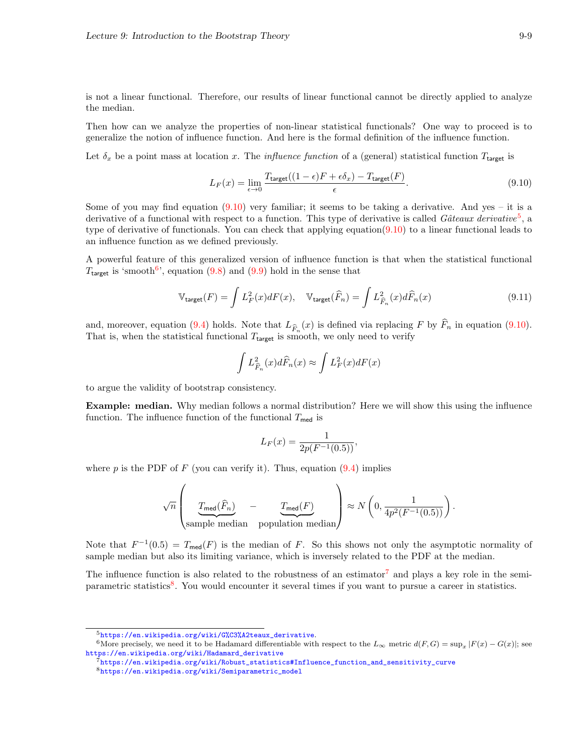is not a linear functional. Therefore, our results of linear functional cannot be directly applied to analyze the median.

Then how can we analyze the properties of non-linear statistical functionals? One way to proceed is to generalize the notion of influence function. And here is the formal definition of the influence function.

Let $\delta_x$ be a point mass at location $x$. The *influence function* of a (general) statistical function $T_{\mathsf{target}}$ is

$$L_F(x) = \lim_{\epsilon \to 0} \frac{T_{\mathsf{target}}((1-\epsilon)F + \epsilon\delta_x) - T_{\mathsf{target}}(F)}{\epsilon}. \tag{9.10}$$

Some of you may find equation (9.10) very familiar; it seems to be taking a derivative. And yes – it is a derivative of a functional with respect to a function. This type of derivative is called *Gâteaux derivative*[5], a type of derivative of functionals. You can check that applying equation(9.10) to a linear functional leads to an influence function as we defined previously.

A powerful feature of this generalized version of influence function is that when the statistical functional $T_{\mathsf{target}}$ is 'smooth[6]', equation (9.8) and (9.9) hold in the sense that

$$\mathbb{V}_{\mathsf{target}}(F) = \int L_F^2(x)dF(x), \quad \mathbb{V}_{\mathsf{target}}(\widehat{F}_n) = \int L_{\widehat{F}_n}^2(x)d\widehat{F}_n(x) \tag{9.11}$$

and, moreover, equation (9.4) holds. Note that $L_{\widehat{F}_n}(x)$ is defined via replacing $F$ by $\widehat{F}_n$ in equation (9.10). That is, when the statistical functional $T_{\mathsf{target}}$ is smooth, we only need to verify

$$\int L_{\widehat{F}_n}^2(x)d\widehat{F}_n(x) \approx \int L_F^2(x)dF(x)$$

to argue the validity of bootstrap consistency.

**Example: median.** Why median follows a normal distribution? Here we will show this using the influence function. The influence function of the functional $T_{\mathsf{med}}$ is

$$L_F(x) = \frac{1}{2p(F^{-1}(0.5))},$$

where $p$ is the PDF of $F$ (you can verify it). Thus, equation (9.4) implies

$$\sqrt{n}\left(\underbrace{T_{\mathsf{med}}(\widehat{F}_n)}_{\text{sample median}} - \underbrace{T_{\mathsf{med}}(F)}_{\text{population median}}\right) \approx N\left(0, \frac{1}{4p^2(F^{-1}(0.5))}\right).$$

Note that $F^{-1}(0.5) = T_{\mathsf{med}}(F)$ is the median of $F$. So this shows not only the asymptotic normality of sample median but also its limiting variance, which is inversely related to the PDF at the median.

The influence function is also related to the robustness of an estimator[7] and plays a key role in the semi-parametric statistics[8]. You would encounter it several times if you want to pursue a career in statistics.

---

[5] https://en.wikipedia.org/wiki/G%C3%A2teaux_derivative.

[6] More precisely, we need it to be Hadamard differentiable with respect to the $L_\infty$ metric $d(F,G) = \sup_x |F(x) - G(x)|$; see https://en.wikipedia.org/wiki/Hadamard_derivative

[7] https://en.wikipedia.org/wiki/Robust_statistics#Influence_function_and_sensitivity_curve

[8] https://en.wikipedia.org/wiki/Semiparametric_model